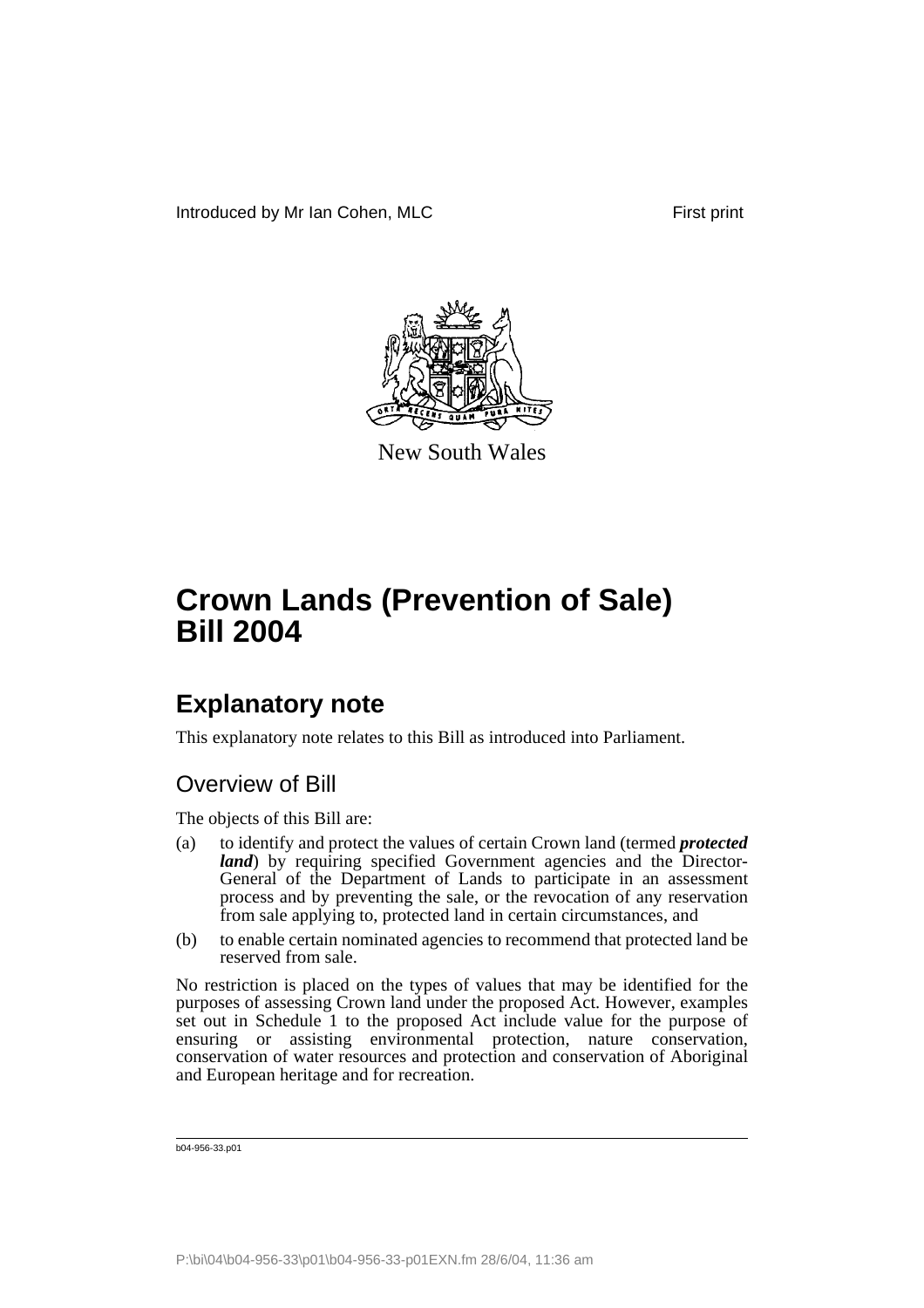Introduced by Mr Ian Cohen, MLC First print

New South Wales

# Crown Lands (Prevention of Sale) Bill 2004

## Explanatory note

This explanatory note relates to this Bill as introduced into Parliament.

### Overview of Bill

The objects of this Bill are:

(a) to identify and protect the values of certain Crown land (termed ***protected land***) by requiring specified Government agencies and the Director-General of the Department of Lands to participate in an assessment process and by preventing the sale, or the revocation of any reservation from sale applying to, protected land in certain circumstances, and

(b) to enable certain nominated agencies to recommend that protected land be reserved from sale.

No restriction is placed on the types of values that may be identified for the purposes of assessing Crown land under the proposed Act. However, examples set out in Schedule 1 to the proposed Act include value for the purpose of ensuring or assisting environmental protection, nature conservation, conservation of water resources and protection and conservation of Aboriginal and European heritage and for recreation.

b04-956-33.p01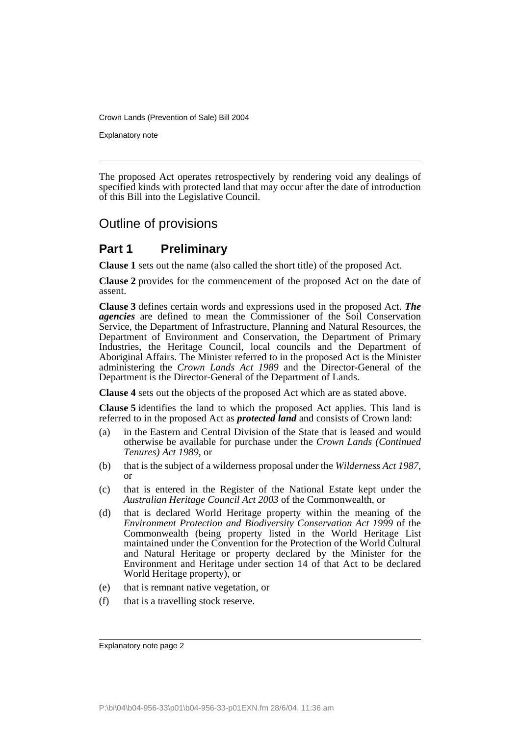The proposed Act operates retrospectively by rendering void any dealings of specified kinds with protected land that may occur after the date of introduction of this Bill into the Legislative Council.

## Outline of provisions

### Part 1 Preliminary

**Clause 1** sets out the name (also called the short title) of the proposed Act.

**Clause 2** provides for the commencement of the proposed Act on the date of assent.

**Clause 3** defines certain words and expressions used in the proposed Act. ***The agencies*** are defined to mean the Commissioner of the Soil Conservation Service, the Department of Infrastructure, Planning and Natural Resources, the Department of Environment and Conservation, the Department of Primary Industries, the Heritage Council, local councils and the Department of Aboriginal Affairs. The Minister referred to in the proposed Act is the Minister administering the *Crown Lands Act 1989* and the Director-General of the Department is the Director-General of the Department of Lands.

**Clause 4** sets out the objects of the proposed Act which are as stated above.

**Clause 5** identifies the land to which the proposed Act applies. This land is referred to in the proposed Act as ***protected land*** and consists of Crown land:

(a) in the Eastern and Central Division of the State that is leased and would otherwise be available for purchase under the *Crown Lands (Continued Tenures) Act 1989*, or

(b) that is the subject of a wilderness proposal under the *Wilderness Act 1987*, or

(c) that is entered in the Register of the National Estate kept under the *Australian Heritage Council Act 2003* of the Commonwealth, or

(d) that is declared World Heritage property within the meaning of the *Environment Protection and Biodiversity Conservation Act 1999* of the Commonwealth (being property listed in the World Heritage List maintained under the Convention for the Protection of the World Cultural and Natural Heritage or property declared by the Minister for the Environment and Heritage under section 14 of that Act to be declared World Heritage property), or

(e) that is remnant native vegetation, or

(f) that is a travelling stock reserve.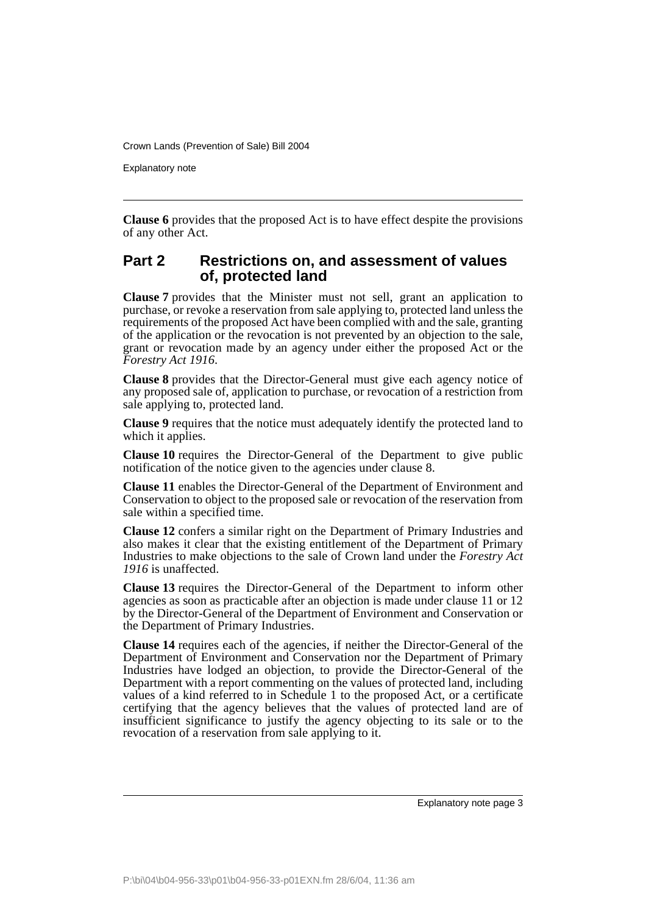**Clause 6** provides that the proposed Act is to have effect despite the provisions of any other Act.

## Part 2 Restrictions on, and assessment of values of, protected land

**Clause 7** provides that the Minister must not sell, grant an application to purchase, or revoke a reservation from sale applying to, protected land unless the requirements of the proposed Act have been complied with and the sale, granting of the application or the revocation is not prevented by an objection to the sale, grant or revocation made by an agency under either the proposed Act or the *Forestry Act 1916*.

**Clause 8** provides that the Director-General must give each agency notice of any proposed sale of, application to purchase, or revocation of a restriction from sale applying to, protected land.

**Clause 9** requires that the notice must adequately identify the protected land to which it applies.

**Clause 10** requires the Director-General of the Department to give public notification of the notice given to the agencies under clause 8.

**Clause 11** enables the Director-General of the Department of Environment and Conservation to object to the proposed sale or revocation of the reservation from sale within a specified time.

**Clause 12** confers a similar right on the Department of Primary Industries and also makes it clear that the existing entitlement of the Department of Primary Industries to make objections to the sale of Crown land under the *Forestry Act 1916* is unaffected.

**Clause 13** requires the Director-General of the Department to inform other agencies as soon as practicable after an objection is made under clause 11 or 12 by the Director-General of the Department of Environment and Conservation or the Department of Primary Industries.

**Clause 14** requires each of the agencies, if neither the Director-General of the Department of Environment and Conservation nor the Department of Primary Industries have lodged an objection, to provide the Director-General of the Department with a report commenting on the values of protected land, including values of a kind referred to in Schedule 1 to the proposed Act, or a certificate certifying that the agency believes that the values of protected land are of insufficient significance to justify the agency objecting to its sale or to the revocation of a reservation from sale applying to it.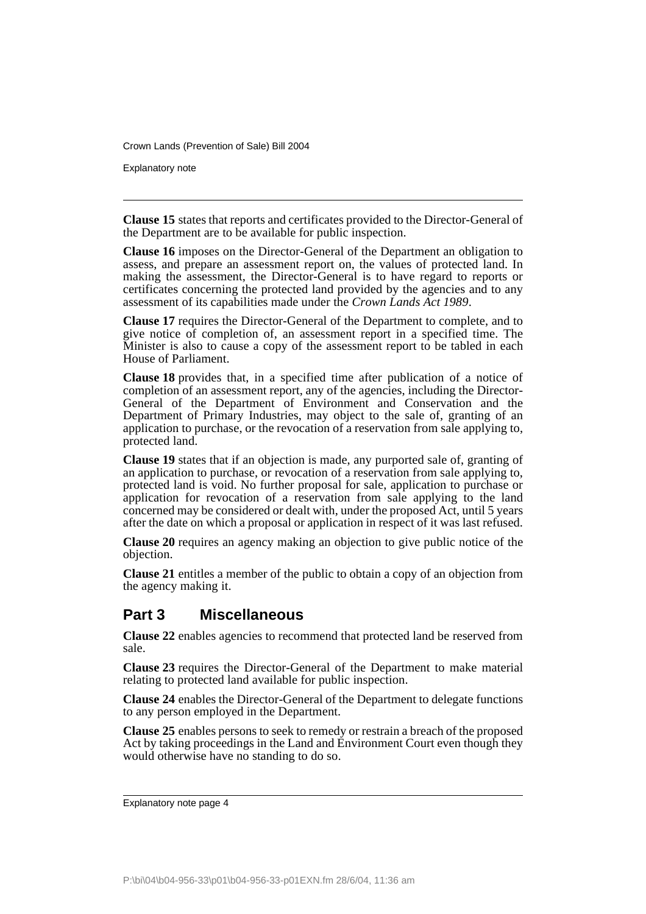**Clause 15** states that reports and certificates provided to the Director-General of the Department are to be available for public inspection.

**Clause 16** imposes on the Director-General of the Department an obligation to assess, and prepare an assessment report on, the values of protected land. In making the assessment, the Director-General is to have regard to reports or certificates concerning the protected land provided by the agencies and to any assessment of its capabilities made under the *Crown Lands Act 1989*.

**Clause 17** requires the Director-General of the Department to complete, and to give notice of completion of, an assessment report in a specified time. The Minister is also to cause a copy of the assessment report to be tabled in each House of Parliament.

**Clause 18** provides that, in a specified time after publication of a notice of completion of an assessment report, any of the agencies, including the Director-General of the Department of Environment and Conservation and the Department of Primary Industries, may object to the sale of, granting of an application to purchase, or the revocation of a reservation from sale applying to, protected land.

**Clause 19** states that if an objection is made, any purported sale of, granting of an application to purchase, or revocation of a reservation from sale applying to, protected land is void. No further proposal for sale, application to purchase or application for revocation of a reservation from sale applying to the land concerned may be considered or dealt with, under the proposed Act, until 5 years after the date on which a proposal or application in respect of it was last refused.

**Clause 20** requires an agency making an objection to give public notice of the objection.

**Clause 21** entitles a member of the public to obtain a copy of an objection from the agency making it.

## Part 3 Miscellaneous

**Clause 22** enables agencies to recommend that protected land be reserved from sale.

**Clause 23** requires the Director-General of the Department to make material relating to protected land available for public inspection.

**Clause 24** enables the Director-General of the Department to delegate functions to any person employed in the Department.

**Clause 25** enables persons to seek to remedy or restrain a breach of the proposed Act by taking proceedings in the Land and Environment Court even though they would otherwise have no standing to do so.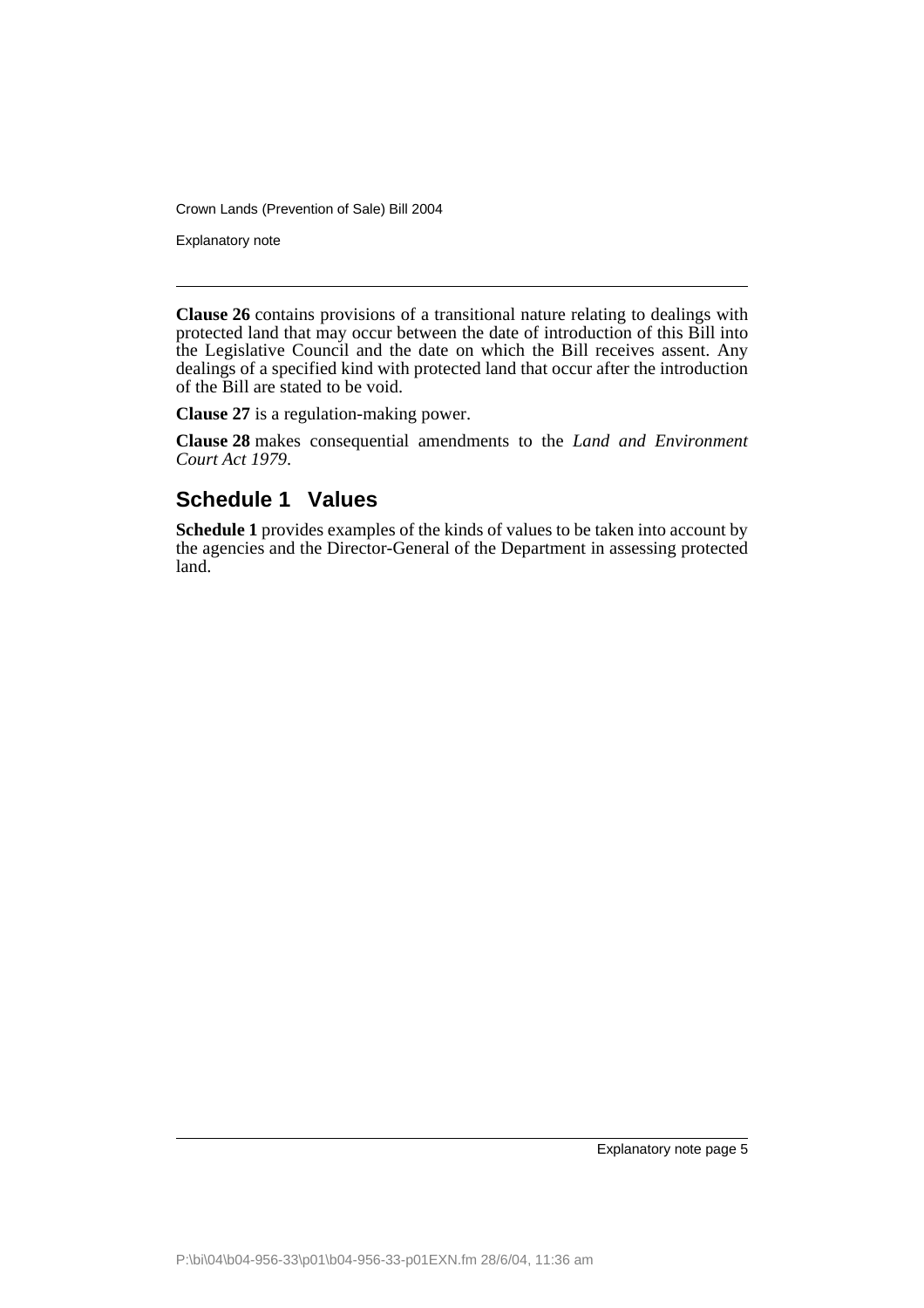**Clause 26** contains provisions of a transitional nature relating to dealings with protected land that may occur between the date of introduction of this Bill into the Legislative Council and the date on which the Bill receives assent. Any dealings of a specified kind with protected land that occur after the introduction of the Bill are stated to be void.

**Clause 27** is a regulation-making power.

**Clause 28** makes consequential amendments to the *Land and Environment Court Act 1979*.

## Schedule 1 Values

**Schedule 1** provides examples of the kinds of values to be taken into account by the agencies and the Director-General of the Department in assessing protected land.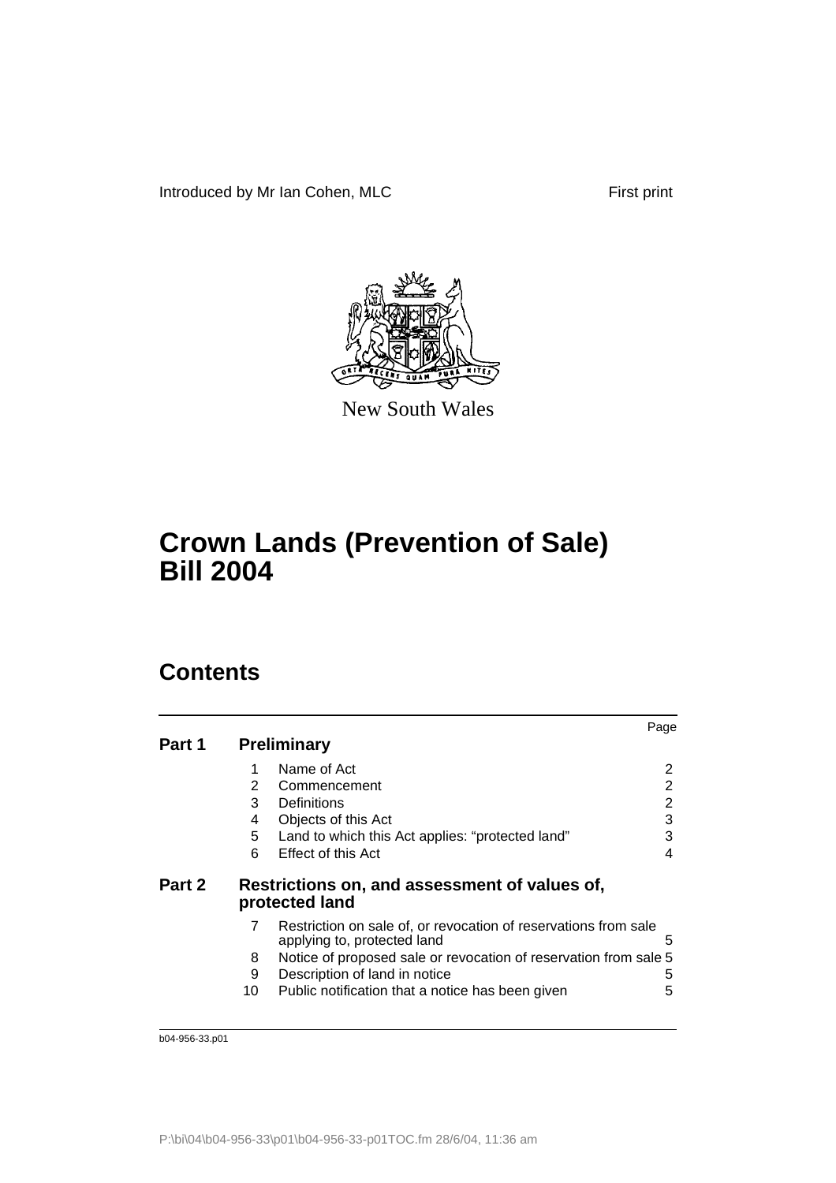Introduced by Mr Ian Cohen, MLC First print

New South Wales

# Crown Lands (Prevention of Sale) Bill 2004

## Contents

| | | | Page |
|---|---|---|---|
| **Part 1** | **Preliminary** | | |
| | 1 | Name of Act | 2 |
| | 2 | Commencement | 2 |
| | 3 | Definitions | 2 |
| | 4 | Objects of this Act | 3 |
| | 5 | Land to which this Act applies: "protected land" | 3 |
| | 6 | Effect of this Act | 4 |
| **Part 2** | **Restrictions on, and assessment of values of, protected land** | | |
| | 7 | Restriction on sale of, or revocation of reservations from sale applying to, protected land | 5 |
| | 8 | Notice of proposed sale or revocation of reservation from sale | 5 |
| | 9 | Description of land in notice | 5 |
| | 10 | Public notification that a notice has been given | 5 |

b04-956-33.p01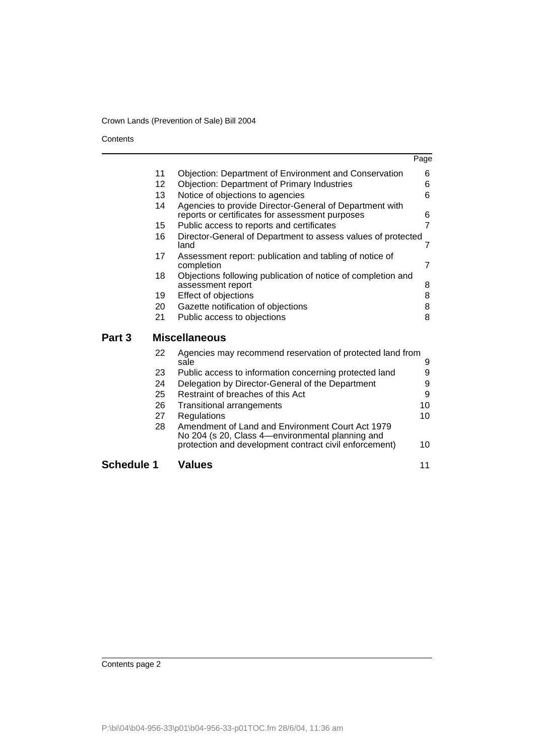| | | | Page |
|---|---|---|---|
| | 11 | Objection: Department of Environment and Conservation | 6 |
| | 12 | Objection: Department of Primary Industries | 6 |
| | 13 | Notice of objections to agencies | 6 |
| | 14 | Agencies to provide Director-General of Department with reports or certificates for assessment purposes | 6 |
| | 15 | Public access to reports and certificates | 7 |
| | 16 | Director-General of Department to assess values of protected land | 7 |
| | 17 | Assessment report: publication and tabling of notice of completion | 7 |
| | 18 | Objections following publication of notice of completion and assessment report | 8 |
| | 19 | Effect of objections | 8 |
| | 20 | Gazette notification of objections | 8 |
| | 21 | Public access to objections | 8 |
| **Part 3** | | **Miscellaneous** | |
| | 22 | Agencies may recommend reservation of protected land from sale | 9 |
| | 23 | Public access to information concerning protected land | 9 |
| | 24 | Delegation by Director-General of the Department | 9 |
| | 25 | Restraint of breaches of this Act | 9 |
| | 26 | Transitional arrangements | 10 |
| | 27 | Regulations | 10 |
| | 28 | Amendment of Land and Environment Court Act 1979 No 204 (s 20, Class 4—environmental planning and protection and development contract civil enforcement) | 10 |
| **Schedule 1** | | **Values** | 11 |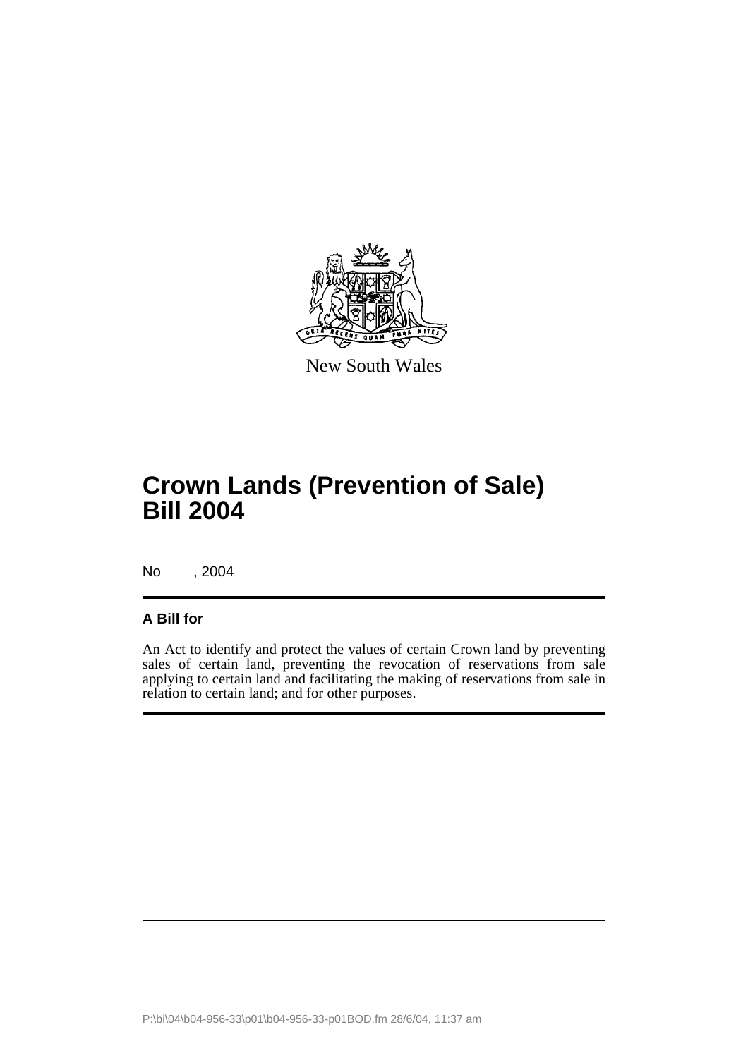New South Wales

# Crown Lands (Prevention of Sale) Bill 2004

No , 2004

## A Bill for

An Act to identify and protect the values of certain Crown land by preventing sales of certain land, preventing the revocation of reservations from sale applying to certain land and facilitating the making of reservations from sale in relation to certain land; and for other purposes.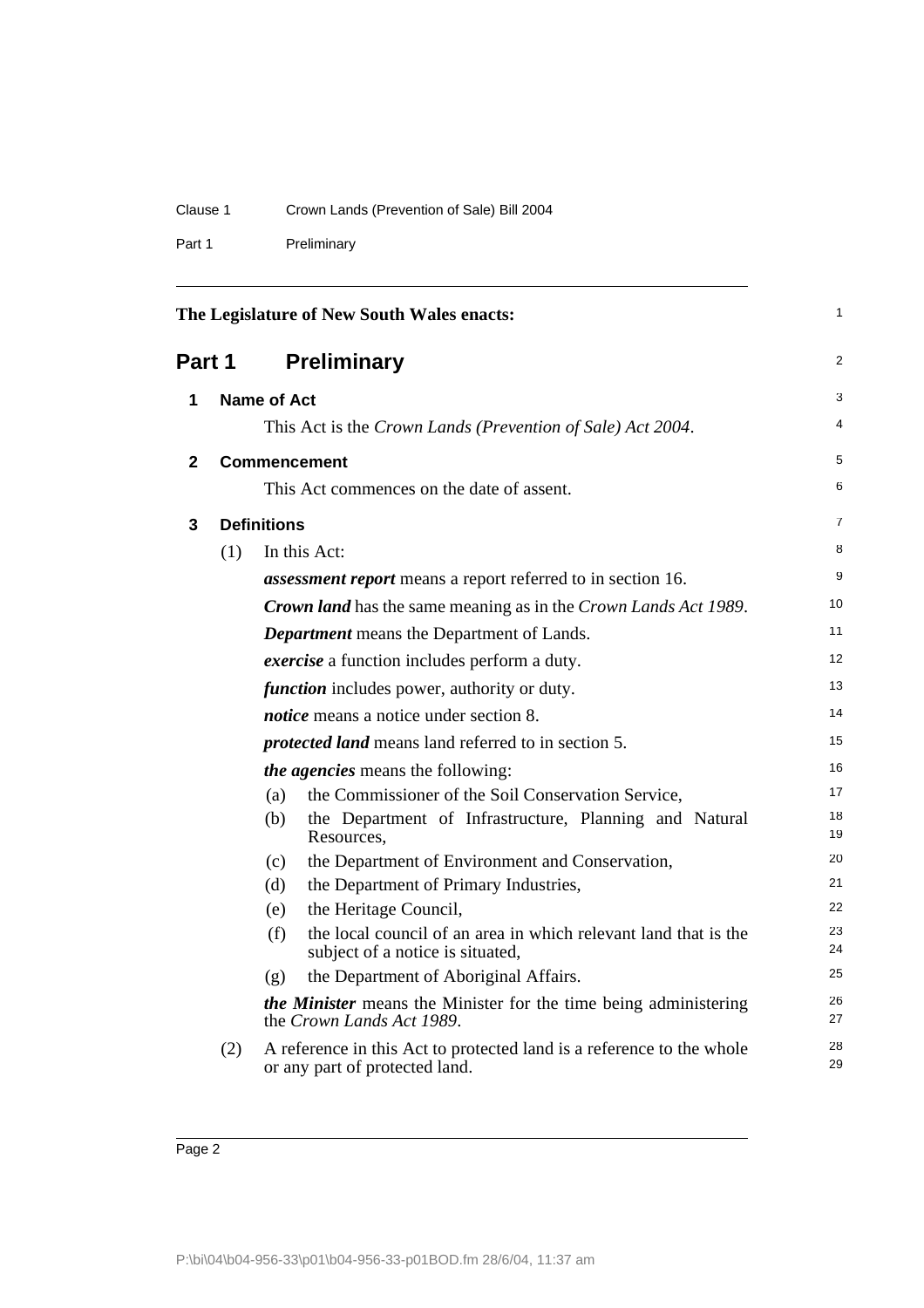The Legislature of New South Wales enacts:

# Part 1 Preliminary

## 1 Name of Act

This Act is the *Crown Lands (Prevention of Sale) Act 2004*.

## 2 Commencement

This Act commences on the date of assent.

## 3 Definitions

(1) In this Act:

***assessment report*** means a report referred to in section 16.

***Crown land*** has the same meaning as in the *Crown Lands Act 1989*.

***Department*** means the Department of Lands.

***exercise*** a function includes perform a duty.

***function*** includes power, authority or duty.

***notice*** means a notice under section 8.

***protected land*** means land referred to in section 5.

***the agencies*** means the following:

(a) the Commissioner of the Soil Conservation Service,

(b) the Department of Infrastructure, Planning and Natural Resources,

(c) the Department of Environment and Conservation,

(d) the Department of Primary Industries,

(e) the Heritage Council,

(f) the local council of an area in which relevant land that is the subject of a notice is situated,

(g) the Department of Aboriginal Affairs.

***the Minister*** means the Minister for the time being administering the *Crown Lands Act 1989*.

(2) A reference in this Act to protected land is a reference to the whole or any part of protected land.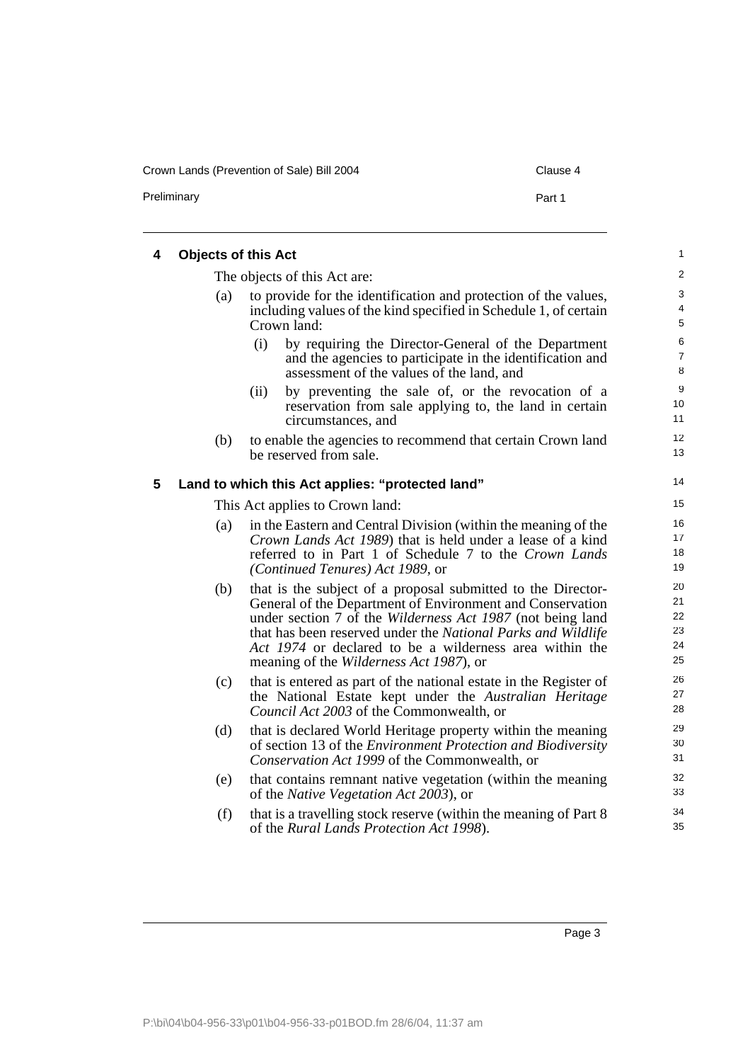## 4 Objects of this Act

The objects of this Act are:

(a) to provide for the identification and protection of the values, including values of the kind specified in Schedule 1, of certain Crown land:

  (i) by requiring the Director-General of the Department and the agencies to participate in the identification and assessment of the values of the land, and

  (ii) by preventing the sale of, or the revocation of a reservation from sale applying to, the land in certain circumstances, and

(b) to enable the agencies to recommend that certain Crown land be reserved from sale.

## 5 Land to which this Act applies: "protected land"

This Act applies to Crown land:

(a) in the Eastern and Central Division (within the meaning of the *Crown Lands Act 1989*) that is held under a lease of a kind referred to in Part 1 of Schedule 7 to the *Crown Lands (Continued Tenures) Act 1989*, or

(b) that is the subject of a proposal submitted to the Director-General of the Department of Environment and Conservation under section 7 of the *Wilderness Act 1987* (not being land that has been reserved under the *National Parks and Wildlife Act 1974* or declared to be a wilderness area within the meaning of the *Wilderness Act 1987*), or

(c) that is entered as part of the national estate in the Register of the National Estate kept under the *Australian Heritage Council Act 2003* of the Commonwealth, or

(d) that is declared World Heritage property within the meaning of section 13 of the *Environment Protection and Biodiversity Conservation Act 1999* of the Commonwealth, or

(e) that contains remnant native vegetation (within the meaning of the *Native Vegetation Act 2003*), or

(f) that is a travelling stock reserve (within the meaning of Part 8 of the *Rural Lands Protection Act 1998*).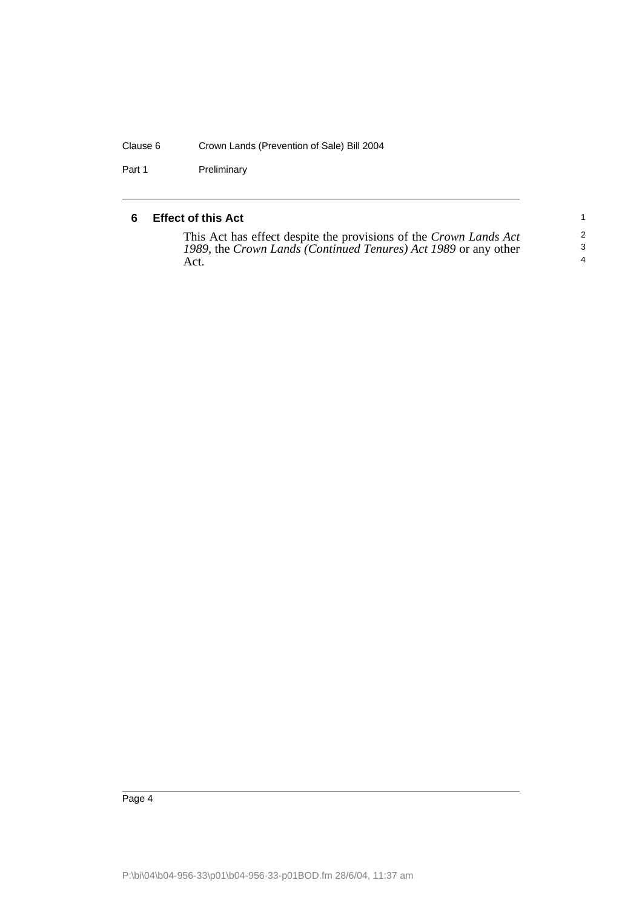## 6 Effect of this Act

This Act has effect despite the provisions of the *Crown Lands Act 1989*, the *Crown Lands (Continued Tenures) Act 1989* or any other Act.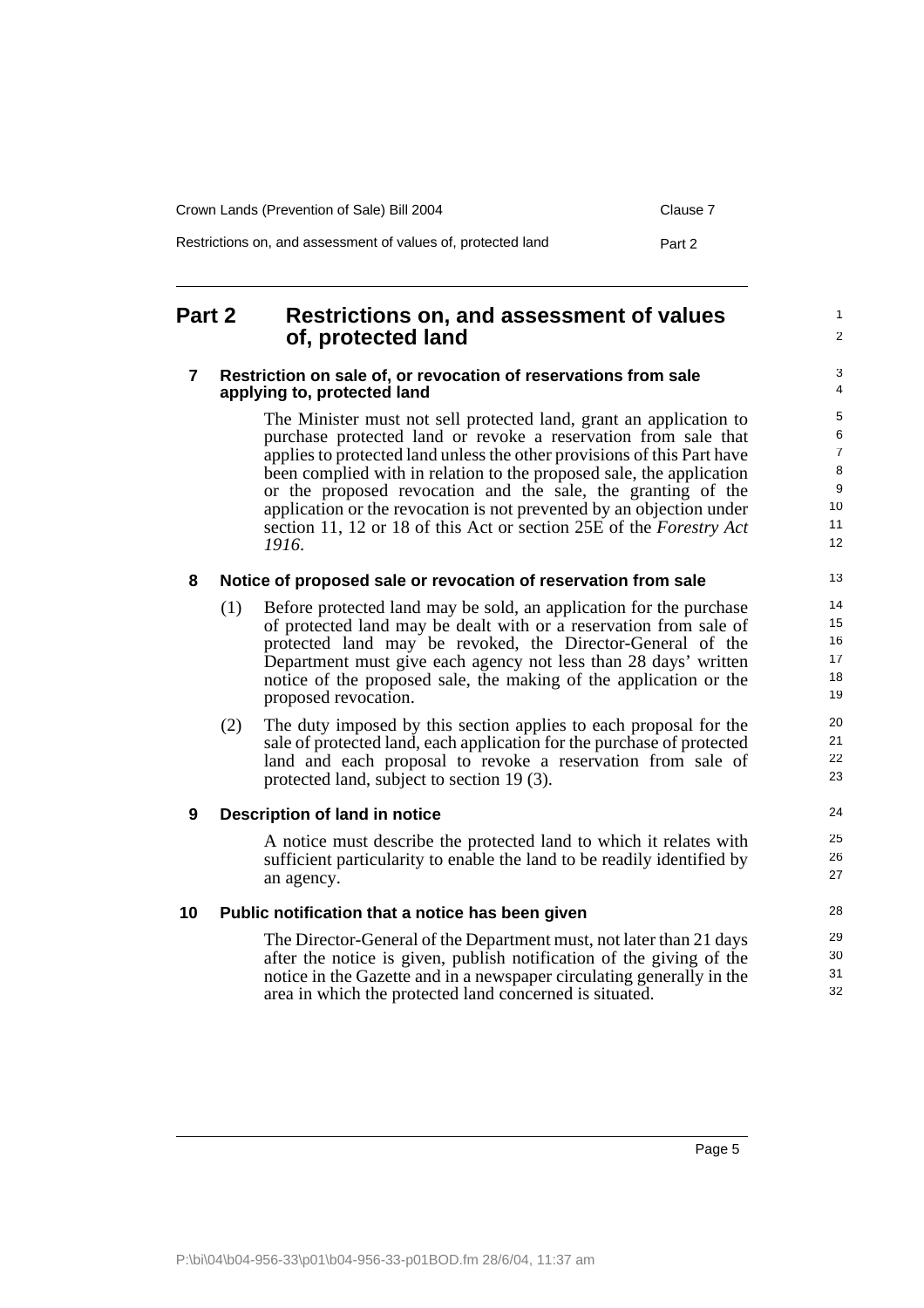## Part 2 Restrictions on, and assessment of values of, protected land

### 7 Restriction on sale of, or revocation of reservations from sale applying to, protected land

The Minister must not sell protected land, grant an application to purchase protected land or revoke a reservation from sale that applies to protected land unless the other provisions of this Part have been complied with in relation to the proposed sale, the application or the proposed revocation and the sale, the granting of the application or the revocation is not prevented by an objection under section 11, 12 or 18 of this Act or section 25E of the *Forestry Act 1916*.

### 8 Notice of proposed sale or revocation of reservation from sale

(1) Before protected land may be sold, an application for the purchase of protected land may be dealt with or a reservation from sale of protected land may be revoked, the Director-General of the Department must give each agency not less than 28 days' written notice of the proposed sale, the making of the application or the proposed revocation.

(2) The duty imposed by this section applies to each proposal for the sale of protected land, each application for the purchase of protected land and each proposal to revoke a reservation from sale of protected land, subject to section 19 (3).

### 9 Description of land in notice

A notice must describe the protected land to which it relates with sufficient particularity to enable the land to be readily identified by an agency.

### 10 Public notification that a notice has been given

The Director-General of the Department must, not later than 21 days after the notice is given, publish notification of the giving of the notice in the Gazette and in a newspaper circulating generally in the area in which the protected land concerned is situated.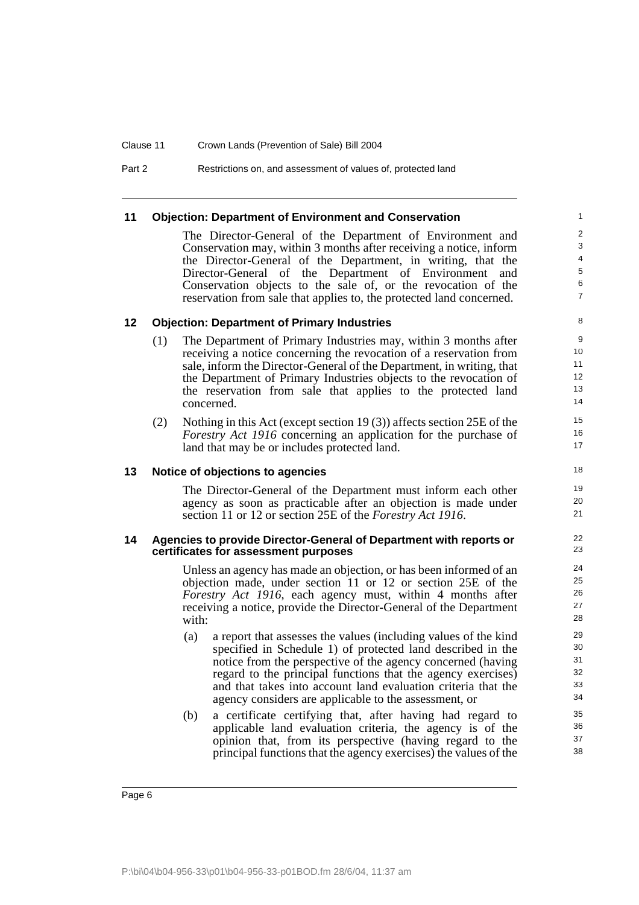#### 11 Objection: Department of Environment and Conservation

The Director-General of the Department of Environment and Conservation may, within 3 months after receiving a notice, inform the Director-General of the Department, in writing, that the Director-General of the Department of Environment and Conservation objects to the sale of, or the revocation of the reservation from sale that applies to, the protected land concerned.

#### 12 Objection: Department of Primary Industries

(1) The Department of Primary Industries may, within 3 months after receiving a notice concerning the revocation of a reservation from sale, inform the Director-General of the Department, in writing, that the Department of Primary Industries objects to the revocation of the reservation from sale that applies to the protected land concerned.

(2) Nothing in this Act (except section 19 (3)) affects section 25E of the *Forestry Act 1916* concerning an application for the purchase of land that may be or includes protected land.

#### 13 Notice of objections to agencies

The Director-General of the Department must inform each other agency as soon as practicable after an objection is made under section 11 or 12 or section 25E of the *Forestry Act 1916*.

#### 14 Agencies to provide Director-General of Department with reports or certificates for assessment purposes

Unless an agency has made an objection, or has been informed of an objection made, under section 11 or 12 or section 25E of the *Forestry Act 1916*, each agency must, within 4 months after receiving a notice, provide the Director-General of the Department with:

(a) a report that assesses the values (including values of the kind specified in Schedule 1) of protected land described in the notice from the perspective of the agency concerned (having regard to the principal functions that the agency exercises) and that takes into account land evaluation criteria that the agency considers are applicable to the assessment, or

(b) a certificate certifying that, after having had regard to applicable land evaluation criteria, the agency is of the opinion that, from its perspective (having regard to the principal functions that the agency exercises) the values of the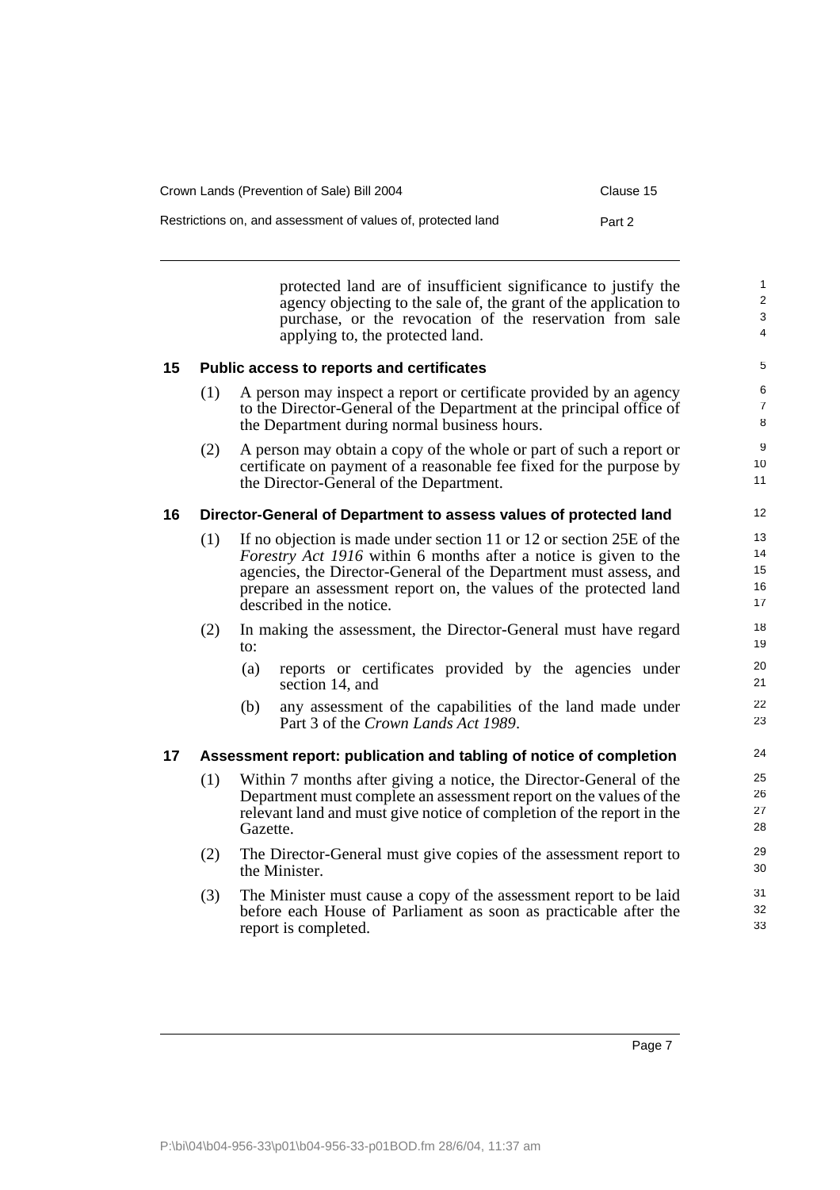protected land are of insufficient significance to justify the agency objecting to the sale of, the grant of the application to purchase, or the revocation of the reservation from sale applying to, the protected land.

### 15 Public access to reports and certificates

(1) A person may inspect a report or certificate provided by an agency to the Director-General of the Department at the principal office of the Department during normal business hours.

(2) A person may obtain a copy of the whole or part of such a report or certificate on payment of a reasonable fee fixed for the purpose by the Director-General of the Department.

### 16 Director-General of Department to assess values of protected land

(1) If no objection is made under section 11 or 12 or section 25E of the *Forestry Act 1916* within 6 months after a notice is given to the agencies, the Director-General of the Department must assess, and prepare an assessment report on, the values of the protected land described in the notice.

(2) In making the assessment, the Director-General must have regard to:

(a) reports or certificates provided by the agencies under section 14, and

(b) any assessment of the capabilities of the land made under Part 3 of the *Crown Lands Act 1989*.

### 17 Assessment report: publication and tabling of notice of completion

(1) Within 7 months after giving a notice, the Director-General of the Department must complete an assessment report on the values of the relevant land and must give notice of completion of the report in the Gazette.

(2) The Director-General must give copies of the assessment report to the Minister.

(3) The Minister must cause a copy of the assessment report to be laid before each House of Parliament as soon as practicable after the report is completed.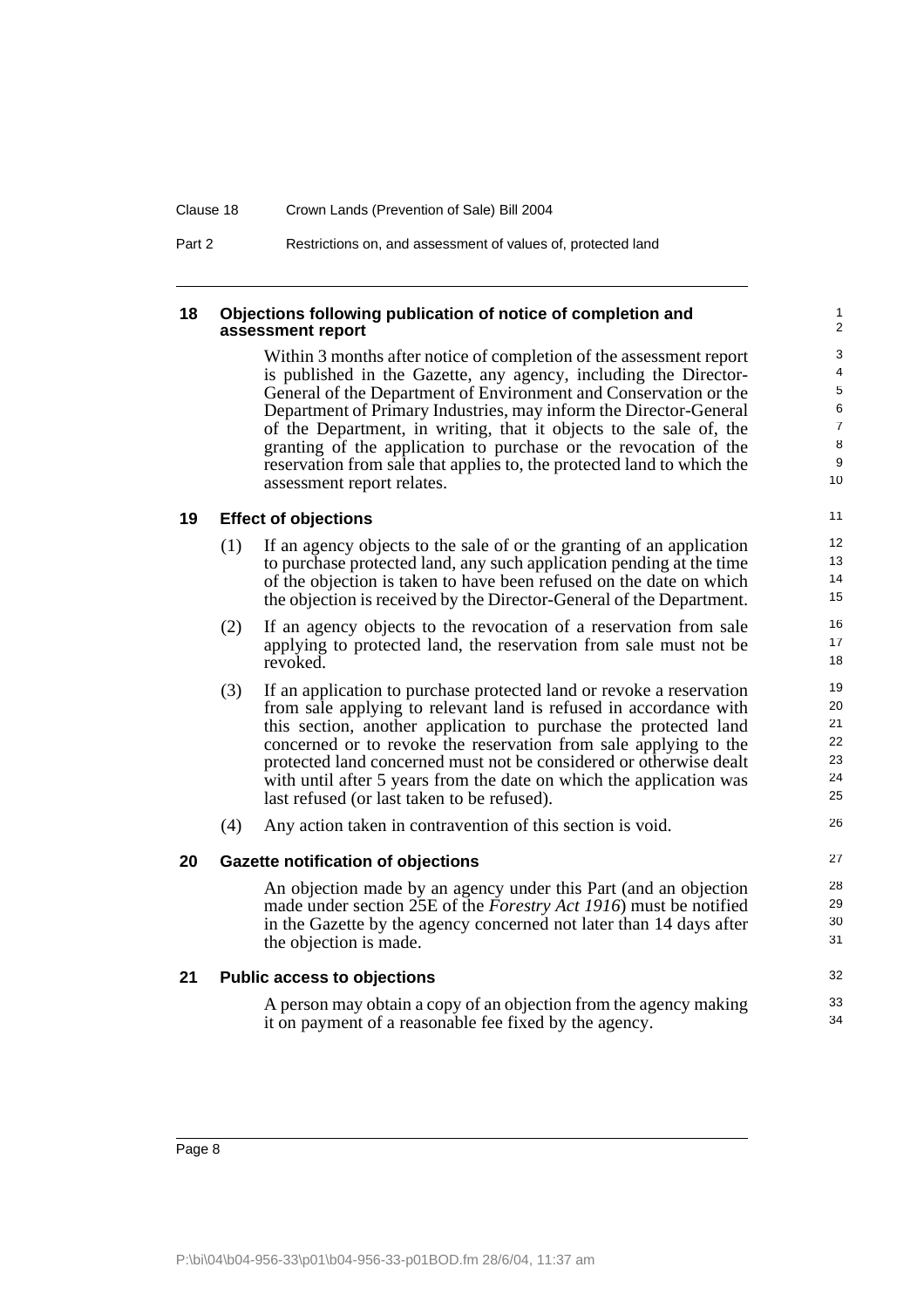## 18 Objections following publication of notice of completion and assessment report

Within 3 months after notice of completion of the assessment report is published in the Gazette, any agency, including the Director-General of the Department of Environment and Conservation or the Department of Primary Industries, may inform the Director-General of the Department, in writing, that it objects to the sale of, the granting of the application to purchase or the revocation of the reservation from sale that applies to, the protected land to which the assessment report relates.

## 19 Effect of objections

(1) If an agency objects to the sale of or the granting of an application to purchase protected land, any such application pending at the time of the objection is taken to have been refused on the date on which the objection is received by the Director-General of the Department.

(2) If an agency objects to the revocation of a reservation from sale applying to protected land, the reservation from sale must not be revoked.

(3) If an application to purchase protected land or revoke a reservation from sale applying to relevant land is refused in accordance with this section, another application to purchase the protected land concerned or to revoke the reservation from sale applying to the protected land concerned must not be considered or otherwise dealt with until after 5 years from the date on which the application was last refused (or last taken to be refused).

(4) Any action taken in contravention of this section is void.

## 20 Gazette notification of objections

An objection made by an agency under this Part (and an objection made under section 25E of the *Forestry Act 1916*) must be notified in the Gazette by the agency concerned not later than 14 days after the objection is made.

## 21 Public access to objections

A person may obtain a copy of an objection from the agency making it on payment of a reasonable fee fixed by the agency.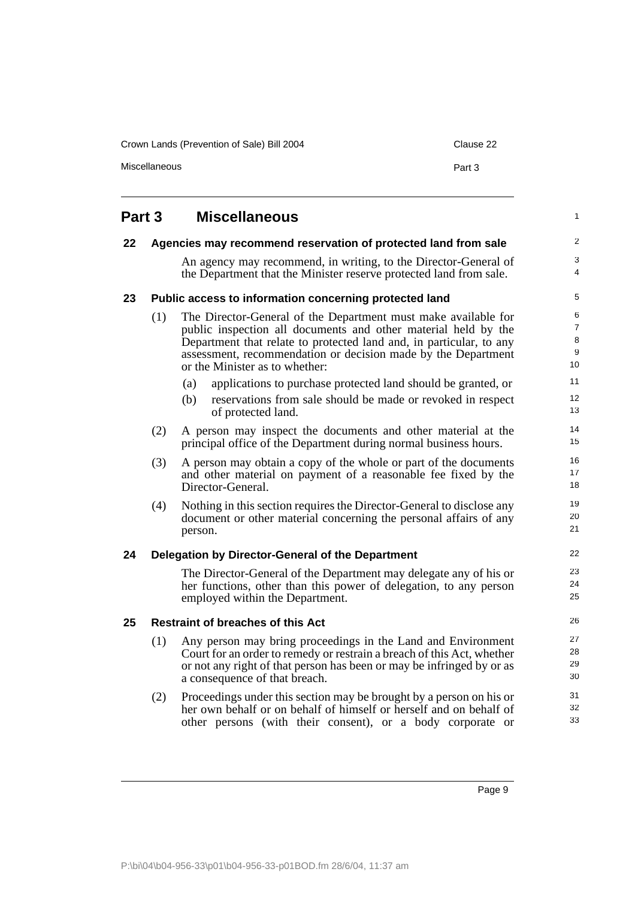# Part 3 Miscellaneous

### 22 Agencies may recommend reservation of protected land from sale

An agency may recommend, in writing, to the Director-General of the Department that the Minister reserve protected land from sale.

### 23 Public access to information concerning protected land

(1) The Director-General of the Department must make available for public inspection all documents and other material held by the Department that relate to protected land and, in particular, to any assessment, recommendation or decision made by the Department or the Minister as to whether:

(a) applications to purchase protected land should be granted, or

(b) reservations from sale should be made or revoked in respect of protected land.

(2) A person may inspect the documents and other material at the principal office of the Department during normal business hours.

(3) A person may obtain a copy of the whole or part of the documents and other material on payment of a reasonable fee fixed by the Director-General.

(4) Nothing in this section requires the Director-General to disclose any document or other material concerning the personal affairs of any person.

### 24 Delegation by Director-General of the Department

The Director-General of the Department may delegate any of his or her functions, other than this power of delegation, to any person employed within the Department.

### 25 Restraint of breaches of this Act

(1) Any person may bring proceedings in the Land and Environment Court for an order to remedy or restrain a breach of this Act, whether or not any right of that person has been or may be infringed by or as a consequence of that breach.

(2) Proceedings under this section may be brought by a person on his or her own behalf or on behalf of himself or herself and on behalf of other persons (with their consent), or a body corporate or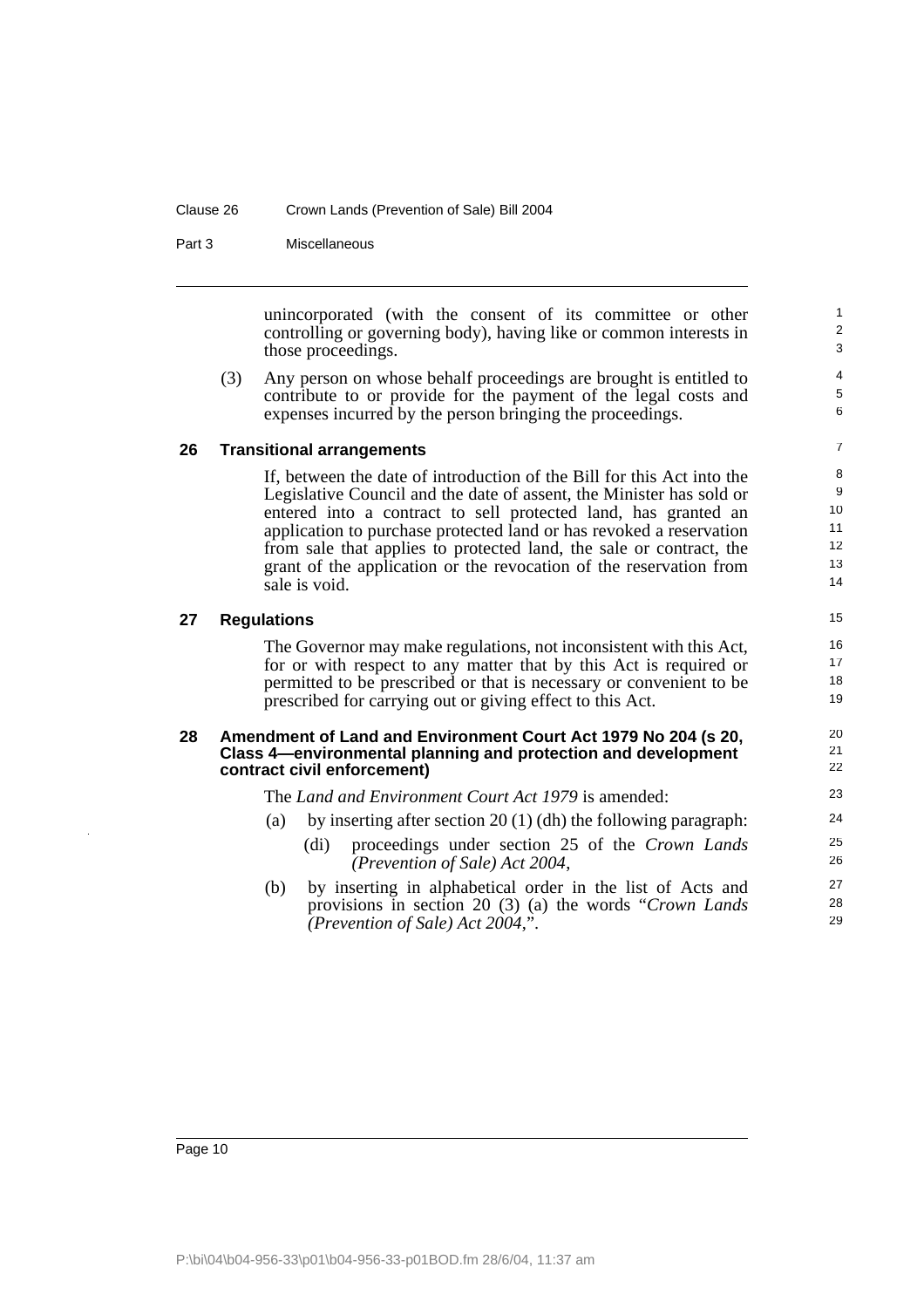unincorporated (with the consent of its committee or other controlling or governing body), having like or common interests in those proceedings.

(3) Any person on whose behalf proceedings are brought is entitled to contribute to or provide for the payment of the legal costs and expenses incurred by the person bringing the proceedings.

### 26 Transitional arrangements

If, between the date of introduction of the Bill for this Act into the Legislative Council and the date of assent, the Minister has sold or entered into a contract to sell protected land, has granted an application to purchase protected land or has revoked a reservation from sale that applies to protected land, the sale or contract, the grant of the application or the revocation of the reservation from sale is void.

### 27 Regulations

The Governor may make regulations, not inconsistent with this Act, for or with respect to any matter that by this Act is required or permitted to be prescribed or that is necessary or convenient to be prescribed for carrying out or giving effect to this Act.

### 28 Amendment of Land and Environment Court Act 1979 No 204 (s 20, Class 4—environmental planning and protection and development contract civil enforcement)

The *Land and Environment Court Act 1979* is amended:

(a) by inserting after section 20 (1) (dh) the following paragraph:

(di) proceedings under section 25 of the *Crown Lands (Prevention of Sale) Act 2004*,

(b) by inserting in alphabetical order in the list of Acts and provisions in section 20 (3) (a) the words "*Crown Lands (Prevention of Sale) Act 2004*,".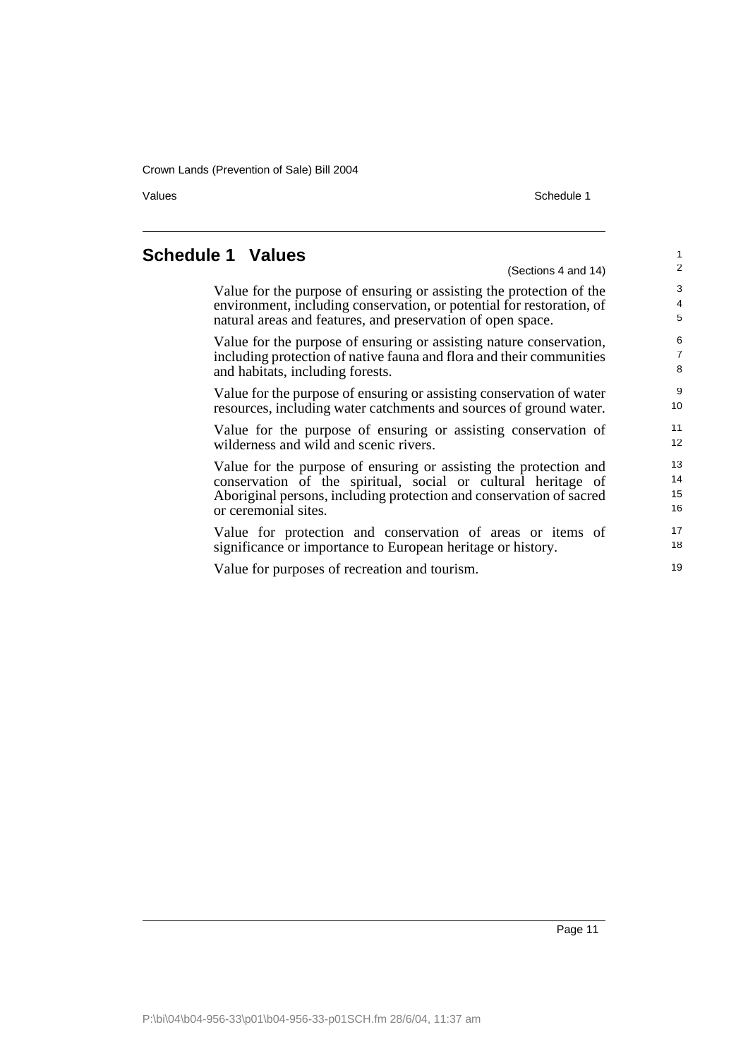## Schedule 1 Values

(Sections 4 and 14)

Value for the purpose of ensuring or assisting the protection of the environment, including conservation, or potential for restoration, of natural areas and features, and preservation of open space.

Value for the purpose of ensuring or assisting nature conservation, including protection of native fauna and flora and their communities and habitats, including forests.

Value for the purpose of ensuring or assisting conservation of water resources, including water catchments and sources of ground water.

Value for the purpose of ensuring or assisting conservation of wilderness and wild and scenic rivers.

Value for the purpose of ensuring or assisting the protection and conservation of the spiritual, social or cultural heritage of Aboriginal persons, including protection and conservation of sacred or ceremonial sites.

Value for protection and conservation of areas or items of significance or importance to European heritage or history.

Value for purposes of recreation and tourism.